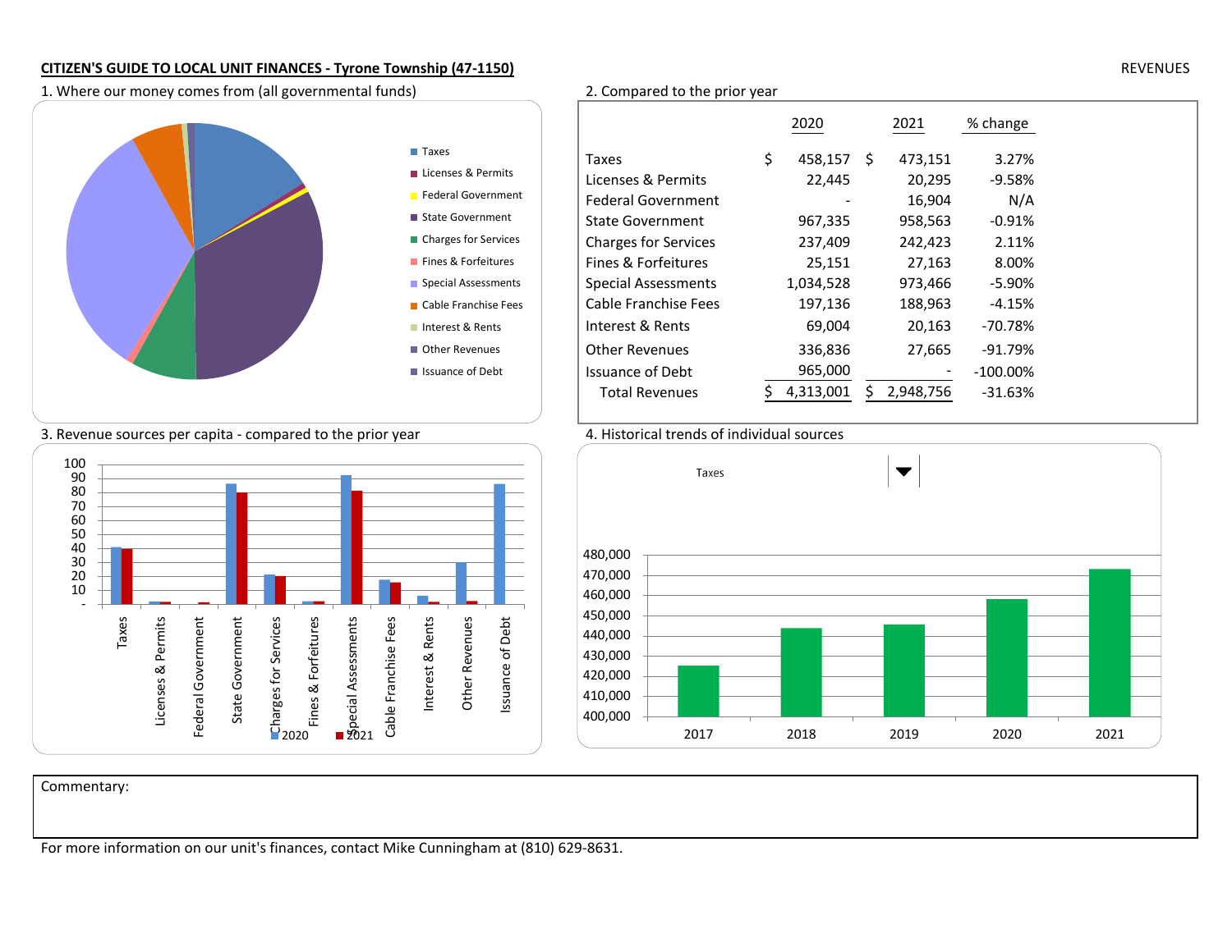**CITIZEN'S GUIDE TO LOCAL UNIT FINANCES - Tyrone Township (47-1150)**

REVENUES

1. Where our money comes from (all governmental funds)

- Taxes
- Licenses & Permits
- Federal Government
- State Government
- Charges for Services
- Fines & Forfeitures
- Special Assessments
- Cable Franchise Fees
- Interest & Rents
- Other Revenues
- Issuance of Debt

2. Compared to the prior year

| | 2020 | 2021 | % change |
|---|---|---|---|
| Taxes | $ 458,157 | $ 473,151 | 3.27% |
| Licenses & Permits | 22,445 | 20,295 | -9.58% |
| Federal Government | - | 16,904 | N/A |
| State Government | 967,335 | 958,563 | -0.91% |
| Charges for Services | 237,409 | 242,423 | 2.11% |
| Fines & Forfeitures | 25,151 | 27,163 | 8.00% |
| Special Assessments | 1,034,528 | 973,466 | -5.90% |
| Cable Franchise Fees | 197,136 | 188,963 | -4.15% |
| Interest & Rents | 69,004 | 20,163 | -70.78% |
| Other Revenues | 336,836 | 27,665 | -91.79% |
| Issuance of Debt | 965,000 | - | -100.00% |
| Total Revenues | $ 4,313,001 | $ 2,948,756 | -31.63% |

3. Revenue sources per capita - compared to the prior year

4. Historical trends of individual sources

Taxes

| Year | Taxes |
|---|---|
| 2017 | ~425,000 |
| 2018 | ~444,000 |
| 2019 | ~446,000 |
| 2020 | 458,157 |
| 2021 | 473,151 |

Commentary:

For more information on our unit's finances, contact Mike Cunningham at (810) 629-8631.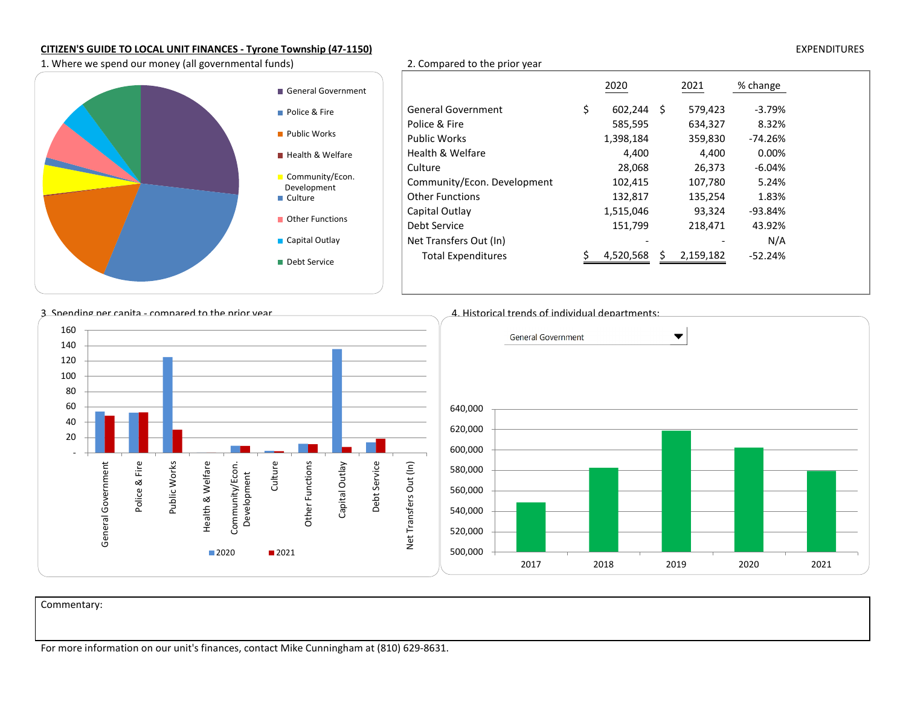**CITIZEN'S GUIDE TO LOCAL UNIT FINANCES - Tyrone Township (47-1150)**

EXPENDITURES

1. Where we spend our money (all governmental funds)

- General Government
- Police & Fire
- Public Works
- Health & Welfare
- Community/Econ. Development
- Culture
- Other Functions
- Capital Outlay
- Debt Service

2. Compared to the prior year

| | 2020 | 2021 | % change |
|---|---|---|---|
| General Government | $ 602,244 | $ 579,423 | -3.79% |
| Police & Fire | 585,595 | 634,327 | 8.32% |
| Public Works | 1,398,184 | 359,830 | -74.26% |
| Health & Welfare | 4,400 | 4,400 | 0.00% |
| Culture | 28,068 | 26,373 | -6.04% |
| Community/Econ. Development | 102,415 | 107,780 | 5.24% |
| Other Functions | 132,817 | 135,254 | 1.83% |
| Capital Outlay | 1,515,046 | 93,324 | -93.84% |
| Debt Service | 151,799 | 218,471 | 43.92% |
| Net Transfers Out (In) | - | - | N/A |
| Total Expenditures | $ 4,520,568 | $ 2,159,182 | -52.24% |

3. Spending per capita - compared to the prior year

4. Historical trends of individual departments:

General Government

Commentary:

For more information on our unit's finances, contact Mike Cunningham at (810) 629-8631.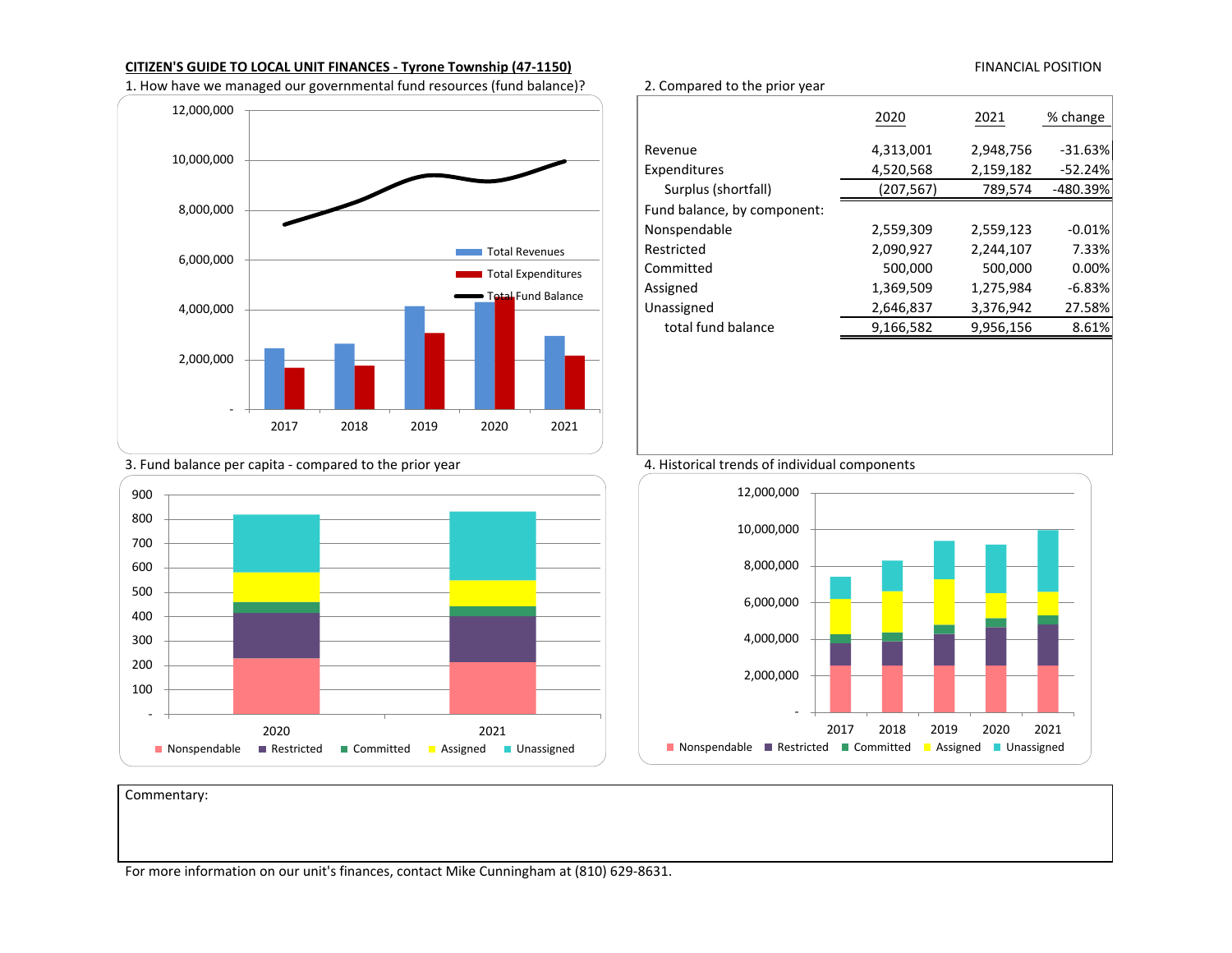**CITIZEN'S GUIDE TO LOCAL UNIT FINANCES - Tyrone Township (47-1150)**

FINANCIAL POSITION

1. How have we managed our governmental fund resources (fund balance)?

2. Compared to the prior year

| | 2020 | 2021 | % change |
|---|---|---|---|
| Revenue | 4,313,001 | 2,948,756 | -31.63% |
| Expenditures | 4,520,568 | 2,159,182 | -52.24% |
| Surplus (shortfall) | (207,567) | 789,574 | -480.39% |
| Fund balance, by component: | | | |
| Nonspendable | 2,559,309 | 2,559,123 | -0.01% |
| Restricted | 2,090,927 | 2,244,107 | 7.33% |
| Committed | 500,000 | 500,000 | 0.00% |
| Assigned | 1,369,509 | 1,275,984 | -6.83% |
| Unassigned | 2,646,837 | 3,376,942 | 27.58% |
| total fund balance | 9,166,582 | 9,956,156 | 8.61% |

3. Fund balance per capita - compared to the prior year

4. Historical trends of individual components

Commentary:

For more information on our unit's finances, contact Mike Cunningham at (810) 629-8631.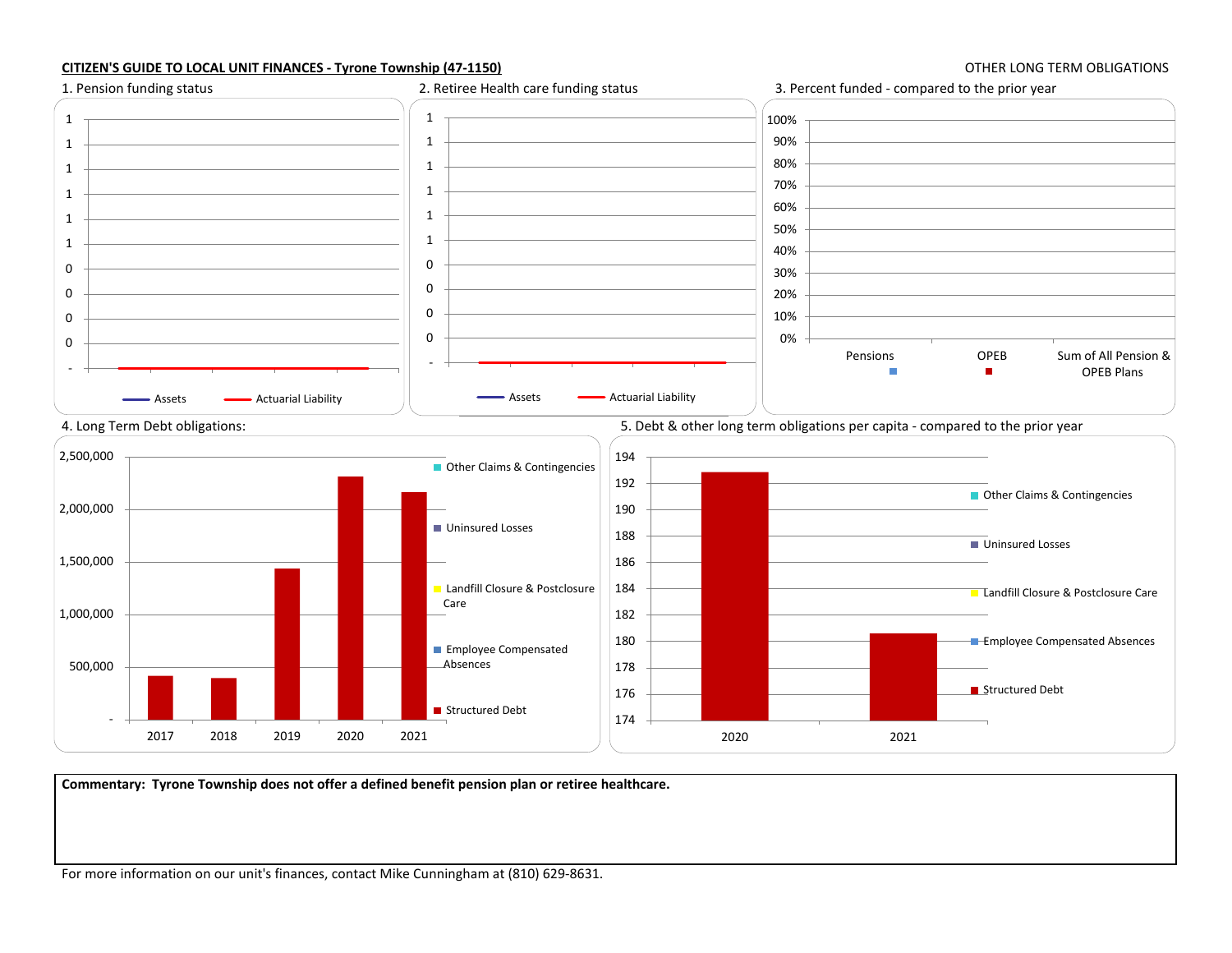**CITIZEN'S GUIDE TO LOCAL UNIT FINANCES - Tyrone Township (47-1150)**

OTHER LONG TERM OBLIGATIONS

1. Pension funding status

1
1
1
1
1
1
0
0
0
0
-

Assets
Actuarial Liability

2. Retiree Health care funding status

1
1
1
1
1
1
0
0
0
0
-

Assets
Actuarial Liability

3. Percent funded - compared to the prior year

100%
90%
80%
70%
60%
50%
40%
30%
20%
10%
0%

Pensions
OPEB
Sum of All Pension & OPEB Plans

4. Long Term Debt obligations:

2,500,000
2,000,000
1,500,000
1,000,000
500,000
-

2017
2018
2019
2020
2021

Other Claims & Contingencies
Uninsured Losses
Landfill Closure & Postclosure Care
Employee Compensated Absences
Structured Debt

5. Debt & other long term obligations per capita - compared to the prior year

194
192
190
188
186
184
182
180
178
176
174

2020
2021

Other Claims & Contingencies
Uninsured Losses
Landfill Closure & Postclosure Care
Employee Compensated Absences
Structured Debt

**Commentary: Tyrone Township does not offer a defined benefit pension plan or retiree healthcare.**

For more information on our unit's finances, contact Mike Cunningham at (810) 629-8631.